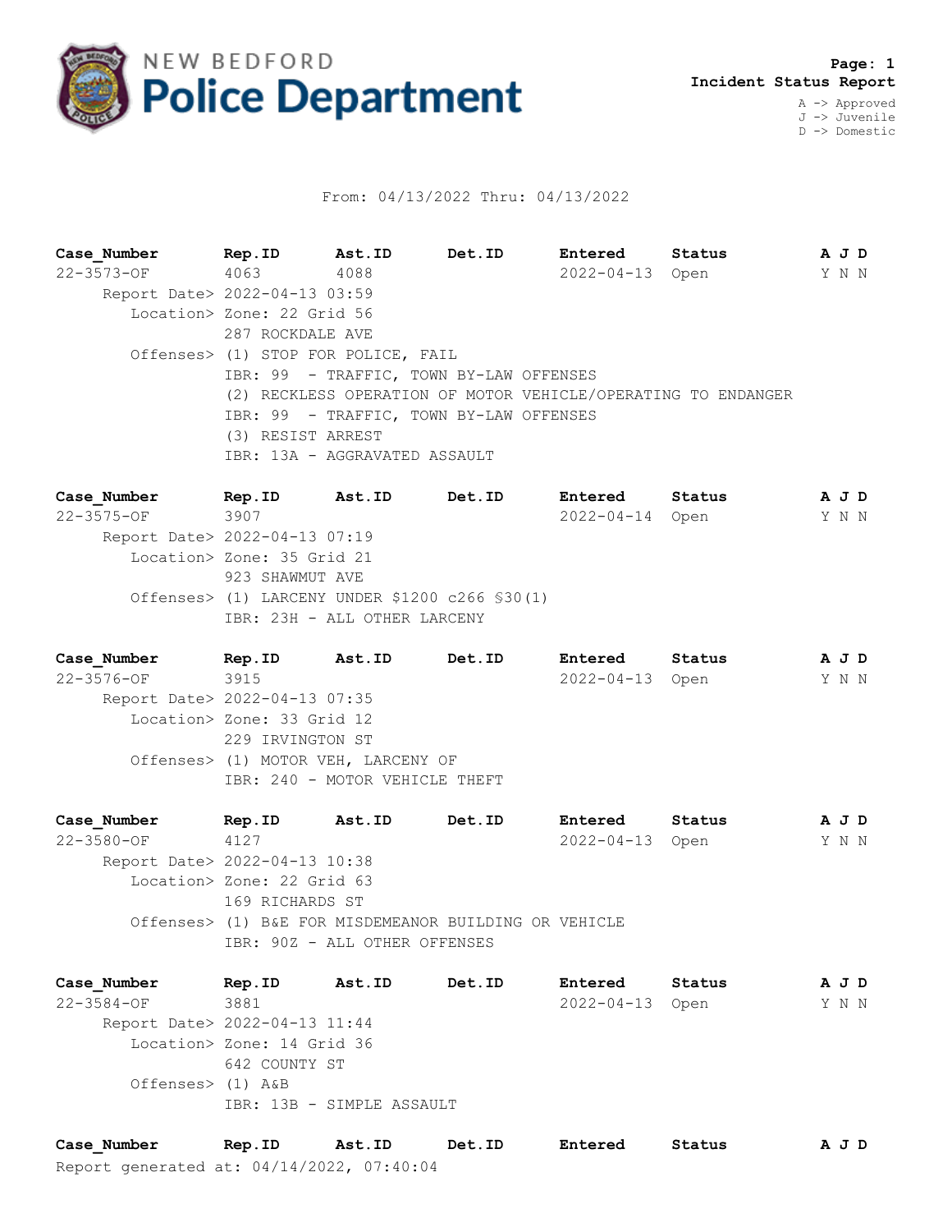# NEW BEDFORD Police Department

**Page: 1**
**Incident Status Report**

A -> Approved
J -> Juvenile
D -> Domestic

From: 04/13/2022 Thru: 04/13/2022

| Case_Number | Rep.ID | Ast.ID | Det.ID | Entered | Status | A J D |
|---|---|---|---|---|---|---|
| 22-3573-OF | 4063 | 4088 | | 2022-04-13 | Open | Y N N |

Report Date> 2022-04-13 03:59
Location> Zone: 22 Grid 56
287 ROCKDALE AVE
Offenses> (1) STOP FOR POLICE, FAIL
IBR: 99 - TRAFFIC, TOWN BY-LAW OFFENSES
(2) RECKLESS OPERATION OF MOTOR VEHICLE/OPERATING TO ENDANGER
IBR: 99 - TRAFFIC, TOWN BY-LAW OFFENSES
(3) RESIST ARREST
IBR: 13A - AGGRAVATED ASSAULT

| Case_Number | Rep.ID | Ast.ID | Det.ID | Entered | Status | A J D |
|---|---|---|---|---|---|---|
| 22-3575-OF | 3907 | | | 2022-04-14 | Open | Y N N |

Report Date> 2022-04-13 07:19
Location> Zone: 35 Grid 21
923 SHAWMUT AVE
Offenses> (1) LARCENY UNDER $1200 c266 §30(1)
IBR: 23H - ALL OTHER LARCENY

| Case_Number | Rep.ID | Ast.ID | Det.ID | Entered | Status | A J D |
|---|---|---|---|---|---|---|
| 22-3576-OF | 3915 | | | 2022-04-13 | Open | Y N N |

Report Date> 2022-04-13 07:35
Location> Zone: 33 Grid 12
229 IRVINGTON ST
Offenses> (1) MOTOR VEH, LARCENY OF
IBR: 240 - MOTOR VEHICLE THEFT

| Case_Number | Rep.ID | Ast.ID | Det.ID | Entered | Status | A J D |
|---|---|---|---|---|---|---|
| 22-3580-OF | 4127 | | | 2022-04-13 | Open | Y N N |

Report Date> 2022-04-13 10:38
Location> Zone: 22 Grid 63
169 RICHARDS ST
Offenses> (1) B&E FOR MISDEMEANOR BUILDING OR VEHICLE
IBR: 90Z - ALL OTHER OFFENSES

| Case_Number | Rep.ID | Ast.ID | Det.ID | Entered | Status | A J D |
|---|---|---|---|---|---|---|
| 22-3584-OF | 3881 | | | 2022-04-13 | Open | Y N N |

Report Date> 2022-04-13 11:44
Location> Zone: 14 Grid 36
642 COUNTY ST
Offenses> (1) A&B
IBR: 13B - SIMPLE ASSAULT

| Case_Number | Rep.ID | Ast.ID | Det.ID | Entered | Status | A J D |
|---|---|---|---|---|---|---|

Report generated at: 04/14/2022, 07:40:04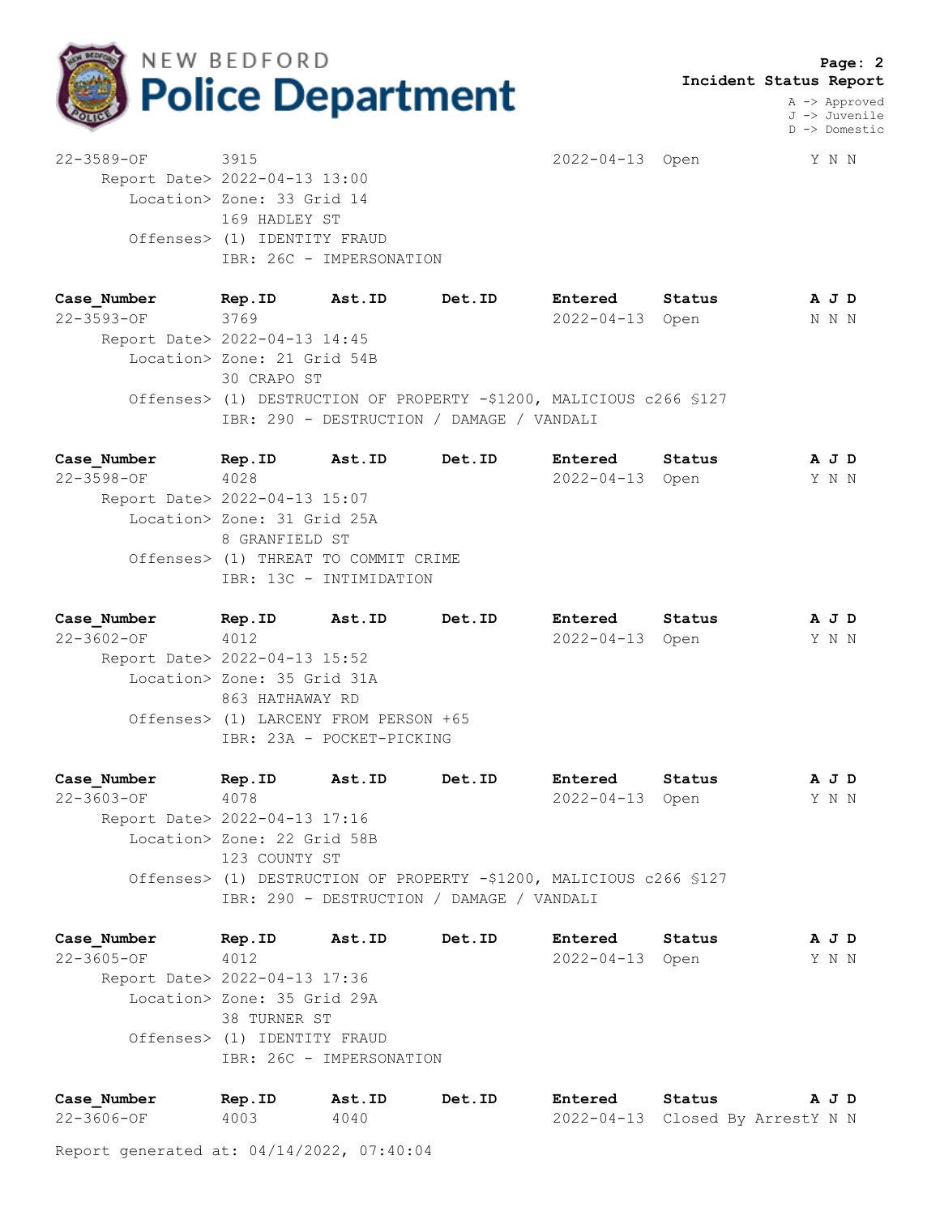**Incident Status Report**

A -> Approved
J -> Juvenile
D -> Domestic

| Case_Number | Rep.ID | Ast.ID | Det.ID | Entered | Status | A J D |
|---|---|---|---|---|---|---|
| 22-3589-OF | 3915 | | | 2022-04-13 | Open | Y N N |

Report Date> 2022-04-13 13:00
Location> Zone: 33 Grid 14
169 HADLEY ST
Offenses> (1) IDENTITY FRAUD
IBR: 26C - IMPERSONATION

| Case_Number | Rep.ID | Ast.ID | Det.ID | Entered | Status | A J D |
|---|---|---|---|---|---|---|
| 22-3593-OF | 3769 | | | 2022-04-13 | Open | N N N |

Report Date> 2022-04-13 14:45
Location> Zone: 21 Grid 54B
30 CRAPO ST
Offenses> (1) DESTRUCTION OF PROPERTY -$1200, MALICIOUS c266 §127
IBR: 290 - DESTRUCTION / DAMAGE / VANDALI

| Case_Number | Rep.ID | Ast.ID | Det.ID | Entered | Status | A J D |
|---|---|---|---|---|---|---|
| 22-3598-OF | 4028 | | | 2022-04-13 | Open | Y N N |

Report Date> 2022-04-13 15:07
Location> Zone: 31 Grid 25A
8 GRANFIELD ST
Offenses> (1) THREAT TO COMMIT CRIME
IBR: 13C - INTIMIDATION

| Case_Number | Rep.ID | Ast.ID | Det.ID | Entered | Status | A J D |
|---|---|---|---|---|---|---|
| 22-3602-OF | 4012 | | | 2022-04-13 | Open | Y N N |

Report Date> 2022-04-13 15:52
Location> Zone: 35 Grid 31A
863 HATHAWAY RD
Offenses> (1) LARCENY FROM PERSON +65
IBR: 23A - POCKET-PICKING

| Case_Number | Rep.ID | Ast.ID | Det.ID | Entered | Status | A J D |
|---|---|---|---|---|---|---|
| 22-3603-OF | 4078 | | | 2022-04-13 | Open | Y N N |

Report Date> 2022-04-13 17:16
Location> Zone: 22 Grid 58B
123 COUNTY ST
Offenses> (1) DESTRUCTION OF PROPERTY -$1200, MALICIOUS c266 §127
IBR: 290 - DESTRUCTION / DAMAGE / VANDALI

| Case_Number | Rep.ID | Ast.ID | Det.ID | Entered | Status | A J D |
|---|---|---|---|---|---|---|
| 22-3605-OF | 4012 | | | 2022-04-13 | Open | Y N N |

Report Date> 2022-04-13 17:36
Location> Zone: 35 Grid 29A
38 TURNER ST
Offenses> (1) IDENTITY FRAUD
IBR: 26C - IMPERSONATION

| Case_Number | Rep.ID | Ast.ID | Det.ID | Entered | Status | A J D |
|---|---|---|---|---|---|---|
| 22-3606-OF | 4003 | 4040 | | 2022-04-13 | Closed By Arrest | Y N N |

Report generated at: 04/14/2022, 07:40:04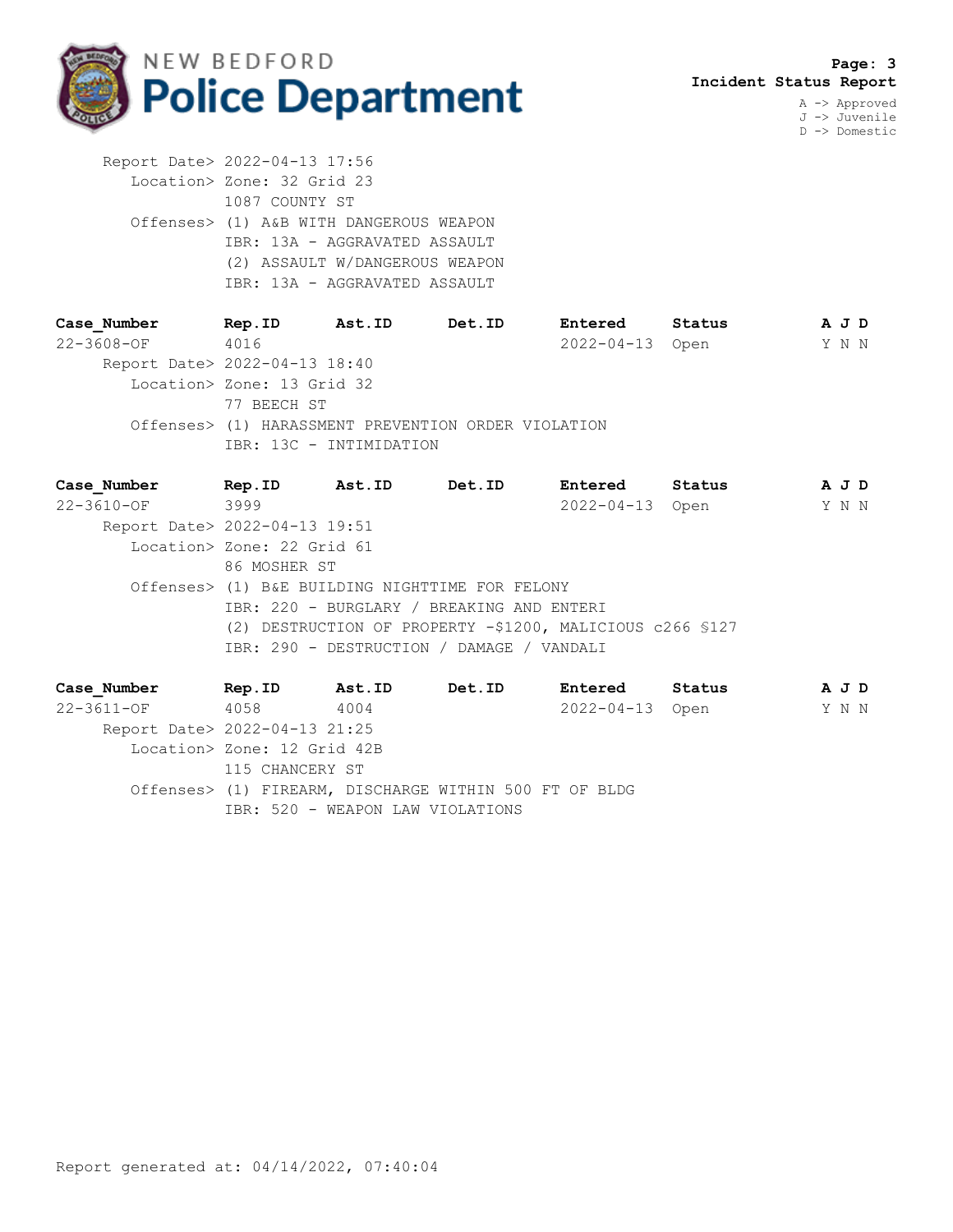**NEW BEDFORD Police Department**

**Incident Status Report**

A -> Approved
J -> Juvenile
D -> Domestic

Report Date> 2022-04-13 17:56
Location> Zone: 32 Grid 23
1087 COUNTY ST
Offenses> (1) A&B WITH DANGEROUS WEAPON
IBR: 13A - AGGRAVATED ASSAULT
(2) ASSAULT W/DANGEROUS WEAPON
IBR: 13A - AGGRAVATED ASSAULT

| Case_Number | Rep.ID | Ast.ID | Det.ID | Entered | Status | A J D |
|---|---|---|---|---|---|---|
| 22-3608-OF | 4016 | | | 2022-04-13 | Open | Y N N |

Report Date> 2022-04-13 18:40
Location> Zone: 13 Grid 32
77 BEECH ST
Offenses> (1) HARASSMENT PREVENTION ORDER VIOLATION
IBR: 13C - INTIMIDATION

| Case_Number | Rep.ID | Ast.ID | Det.ID | Entered | Status | A J D |
|---|---|---|---|---|---|---|
| 22-3610-OF | 3999 | | | 2022-04-13 | Open | Y N N |

Report Date> 2022-04-13 19:51
Location> Zone: 22 Grid 61
86 MOSHER ST
Offenses> (1) B&E BUILDING NIGHTTIME FOR FELONY
IBR: 220 - BURGLARY / BREAKING AND ENTERI
(2) DESTRUCTION OF PROPERTY -$1200, MALICIOUS c266 §127
IBR: 290 - DESTRUCTION / DAMAGE / VANDALI

| Case_Number | Rep.ID | Ast.ID | Det.ID | Entered | Status | A J D |
|---|---|---|---|---|---|---|
| 22-3611-OF | 4058 | 4004 | | 2022-04-13 | Open | Y N N |

Report Date> 2022-04-13 21:25
Location> Zone: 12 Grid 42B
115 CHANCERY ST
Offenses> (1) FIREARM, DISCHARGE WITHIN 500 FT OF BLDG
IBR: 520 - WEAPON LAW VIOLATIONS

Report generated at: 04/14/2022, 07:40:04